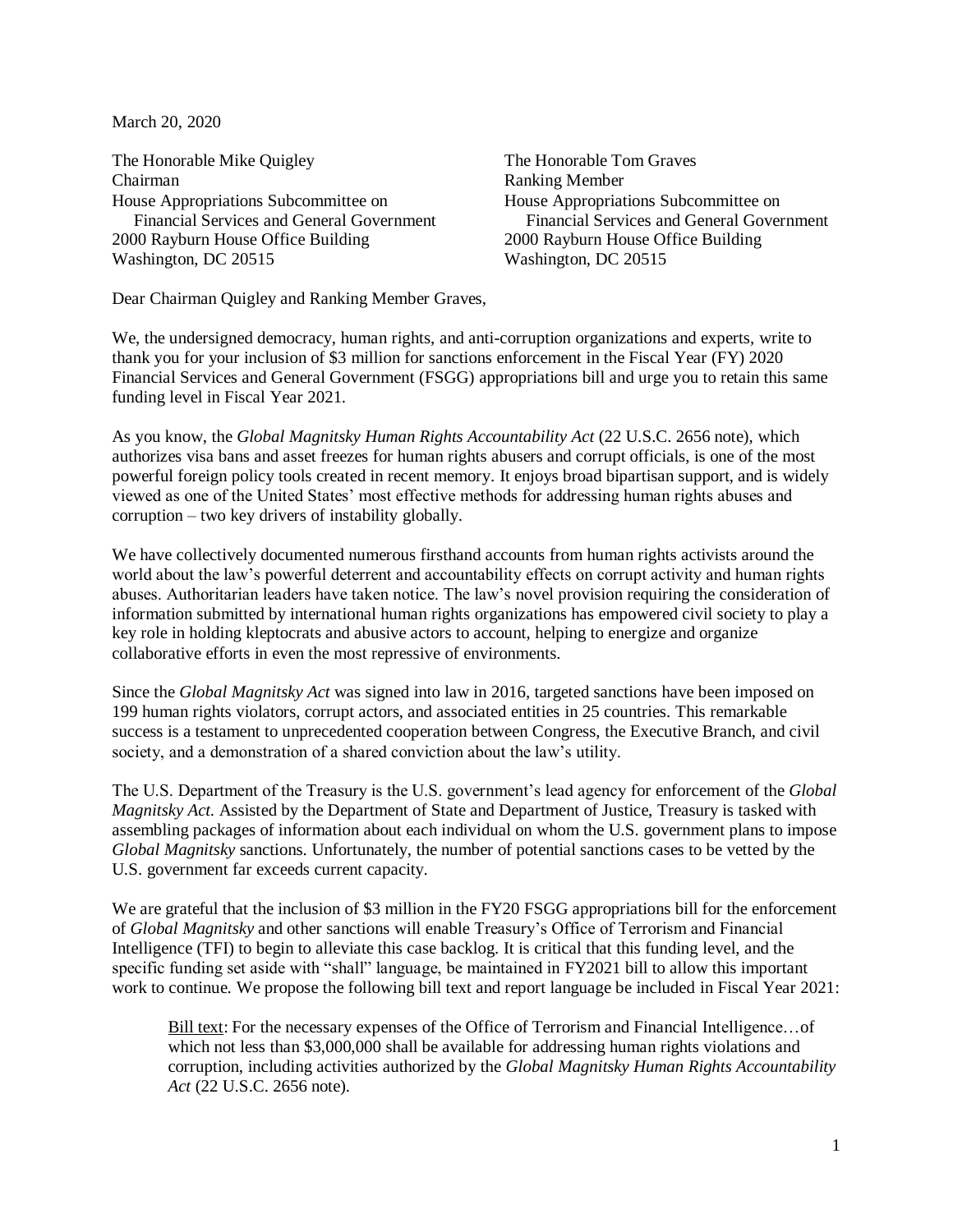March 20, 2020

The Honorable Mike Quigley
Chairman
House Appropriations Subcommittee on
Financial Services and General Government
2000 Rayburn House Office Building
Washington, DC 20515

The Honorable Tom Graves
Ranking Member
House Appropriations Subcommittee on
Financial Services and General Government
2000 Rayburn House Office Building
Washington, DC 20515

Dear Chairman Quigley and Ranking Member Graves,

We, the undersigned democracy, human rights, and anti-corruption organizations and experts, write to thank you for your inclusion of $3 million for sanctions enforcement in the Fiscal Year (FY) 2020 Financial Services and General Government (FSGG) appropriations bill and urge you to retain this same funding level in Fiscal Year 2021.

As you know, the *Global Magnitsky Human Rights Accountability Act* (22 U.S.C. 2656 note), which authorizes visa bans and asset freezes for human rights abusers and corrupt officials, is one of the most powerful foreign policy tools created in recent memory. It enjoys broad bipartisan support, and is widely viewed as one of the United States' most effective methods for addressing human rights abuses and corruption – two key drivers of instability globally.

We have collectively documented numerous firsthand accounts from human rights activists around the world about the law's powerful deterrent and accountability effects on corrupt activity and human rights abuses. Authoritarian leaders have taken notice. The law's novel provision requiring the consideration of information submitted by international human rights organizations has empowered civil society to play a key role in holding kleptocrats and abusive actors to account, helping to energize and organize collaborative efforts in even the most repressive of environments.

Since the *Global Magnitsky Act* was signed into law in 2016, targeted sanctions have been imposed on 199 human rights violators, corrupt actors, and associated entities in 25 countries. This remarkable success is a testament to unprecedented cooperation between Congress, the Executive Branch, and civil society, and a demonstration of a shared conviction about the law's utility.

The U.S. Department of the Treasury is the U.S. government's lead agency for enforcement of the *Global Magnitsky Act.* Assisted by the Department of State and Department of Justice, Treasury is tasked with assembling packages of information about each individual on whom the U.S. government plans to impose *Global Magnitsky* sanctions. Unfortunately, the number of potential sanctions cases to be vetted by the U.S. government far exceeds current capacity.

We are grateful that the inclusion of $3 million in the FY20 FSGG appropriations bill for the enforcement of *Global Magnitsky* and other sanctions will enable Treasury's Office of Terrorism and Financial Intelligence (TFI) to begin to alleviate this case backlog. It is critical that this funding level, and the specific funding set aside with "shall" language, be maintained in FY2021 bill to allow this important work to continue. We propose the following bill text and report language be included in Fiscal Year 2021:

> Bill text: For the necessary expenses of the Office of Terrorism and Financial Intelligence…of which not less than $3,000,000 shall be available for addressing human rights violations and corruption, including activities authorized by the *Global Magnitsky Human Rights Accountability Act* (22 U.S.C. 2656 note).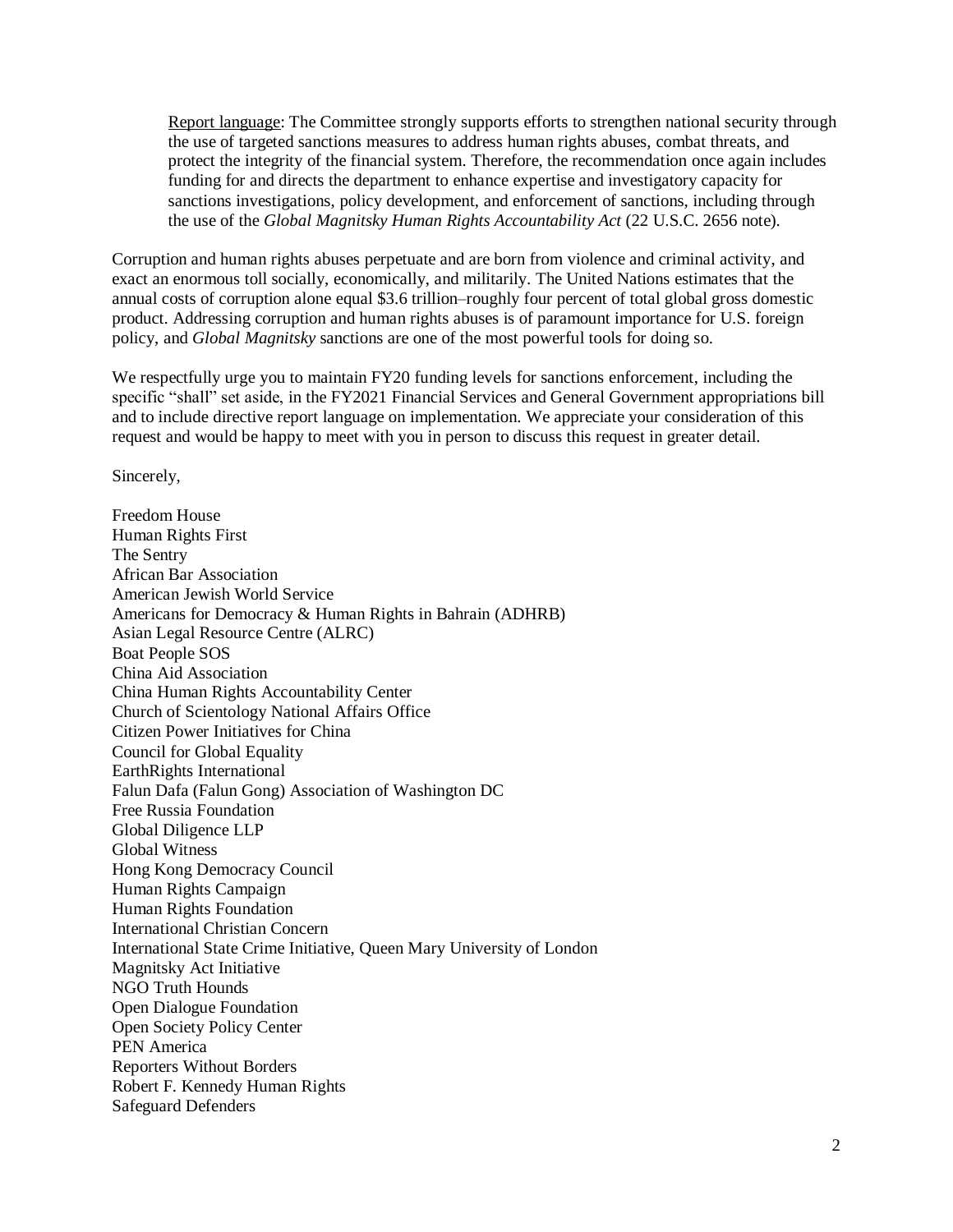> Report language: The Committee strongly supports efforts to strengthen national security through the use of targeted sanctions measures to address human rights abuses, combat threats, and protect the integrity of the financial system. Therefore, the recommendation once again includes funding for and directs the department to enhance expertise and investigatory capacity for sanctions investigations, policy development, and enforcement of sanctions, including through the use of the *Global Magnitsky Human Rights Accountability Act* (22 U.S.C. 2656 note).

Corruption and human rights abuses perpetuate and are born from violence and criminal activity, and exact an enormous toll socially, economically, and militarily. The United Nations estimates that the annual costs of corruption alone equal $3.6 trillion–roughly four percent of total global gross domestic product. Addressing corruption and human rights abuses is of paramount importance for U.S. foreign policy, and *Global Magnitsky* sanctions are one of the most powerful tools for doing so.

We respectfully urge you to maintain FY20 funding levels for sanctions enforcement, including the specific "shall" set aside, in the FY2021 Financial Services and General Government appropriations bill and to include directive report language on implementation. We appreciate your consideration of this request and would be happy to meet with you in person to discuss this request in greater detail.

Sincerely,

Freedom House
Human Rights First
The Sentry
African Bar Association
American Jewish World Service
Americans for Democracy & Human Rights in Bahrain (ADHRB)
Asian Legal Resource Centre (ALRC)
Boat People SOS
China Aid Association
China Human Rights Accountability Center
Church of Scientology National Affairs Office
Citizen Power Initiatives for China
Council for Global Equality
EarthRights International
Falun Dafa (Falun Gong) Association of Washington DC
Free Russia Foundation
Global Diligence LLP
Global Witness
Hong Kong Democracy Council
Human Rights Campaign
Human Rights Foundation
International Christian Concern
International State Crime Initiative, Queen Mary University of London
Magnitsky Act Initiative
NGO Truth Hounds
Open Dialogue Foundation
Open Society Policy Center
PEN America
Reporters Without Borders
Robert F. Kennedy Human Rights
Safeguard Defenders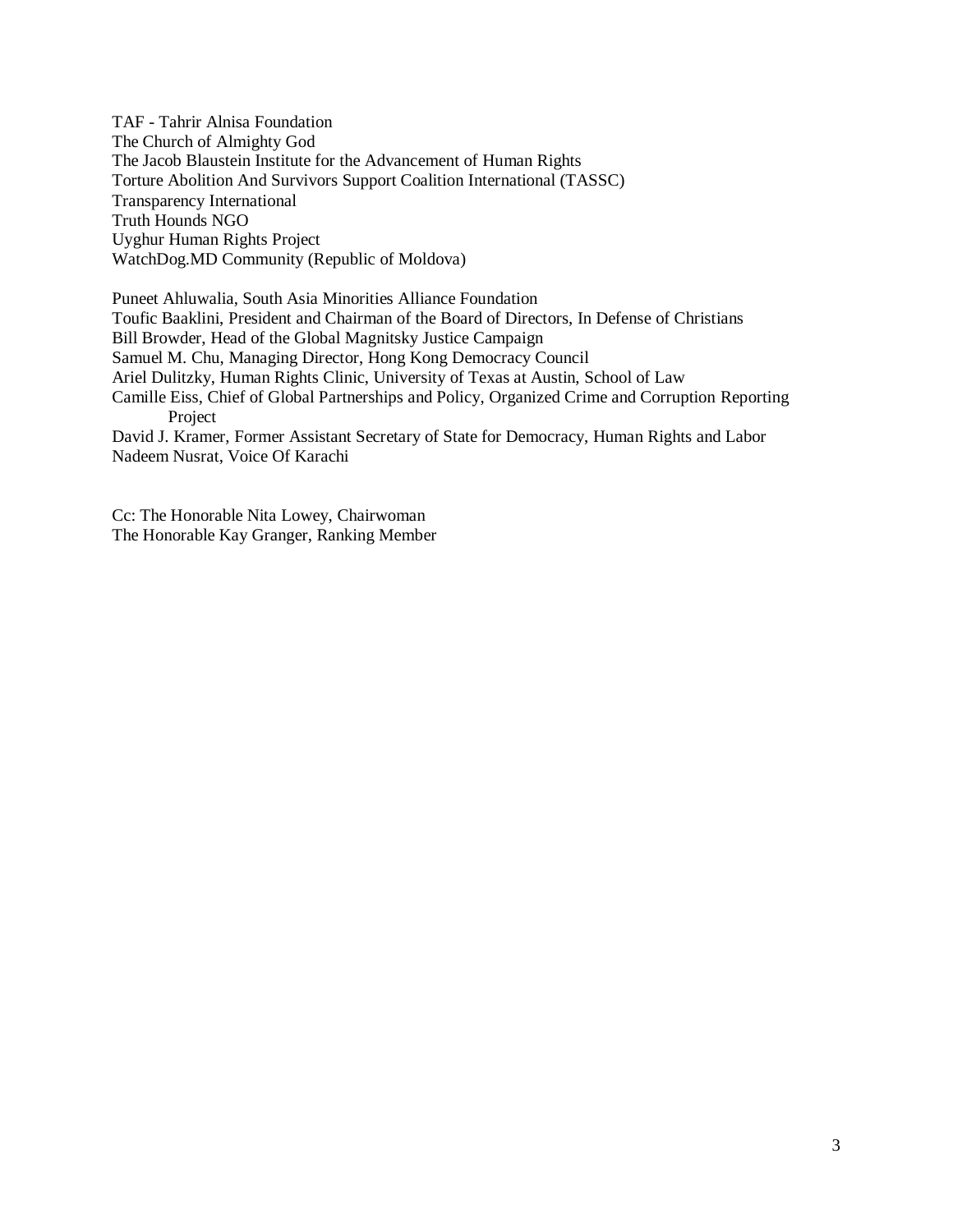TAF - Tahrir Alnisa Foundation
The Church of Almighty God
The Jacob Blaustein Institute for the Advancement of Human Rights
Torture Abolition And Survivors Support Coalition International (TASSC)
Transparency International
Truth Hounds NGO
Uyghur Human Rights Project
WatchDog.MD Community (Republic of Moldova)

Puneet Ahluwalia, South Asia Minorities Alliance Foundation
Toufic Baaklini, President and Chairman of the Board of Directors, In Defense of Christians
Bill Browder, Head of the Global Magnitsky Justice Campaign
Samuel M. Chu, Managing Director, Hong Kong Democracy Council
Ariel Dulitzky, Human Rights Clinic, University of Texas at Austin, School of Law
Camille Eiss, Chief of Global Partnerships and Policy, Organized Crime and Corruption Reporting Project
David J. Kramer, Former Assistant Secretary of State for Democracy, Human Rights and Labor
Nadeem Nusrat, Voice Of Karachi

Cc: The Honorable Nita Lowey, Chairwoman
The Honorable Kay Granger, Ranking Member